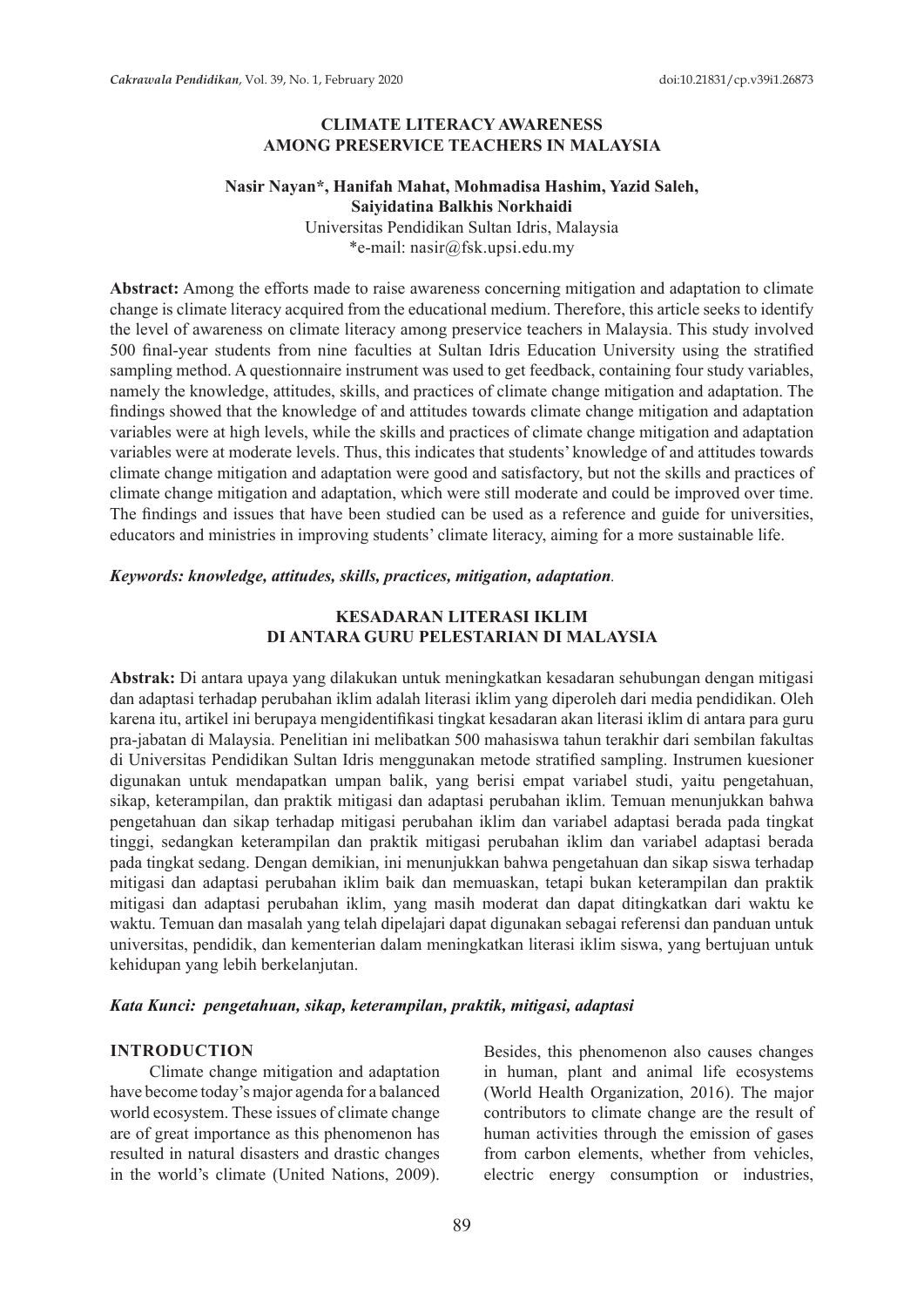# CLIMATE LITERACY AWARENESS AMONG PRESERVICE TEACHERS IN MALAYSIA

**Nasir Nayan*, Hanifah Mahat, Mohmadisa Hashim, Yazid Saleh, Saiyidatina Balkhis Norkhaidi**

Universitas Pendidikan Sultan Idris, Malaysia

*e-mail: nasir@fsk.upsi.edu.my

**Abstract:** Among the efforts made to raise awareness concerning mitigation and adaptation to climate change is climate literacy acquired from the educational medium. Therefore, this article seeks to identify the level of awareness on climate literacy among preservice teachers in Malaysia. This study involved 500 final-year students from nine faculties at Sultan Idris Education University using the stratified sampling method. A questionnaire instrument was used to get feedback, containing four study variables, namely the knowledge, attitudes, skills, and practices of climate change mitigation and adaptation. The findings showed that the knowledge of and attitudes towards climate change mitigation and adaptation variables were at high levels, while the skills and practices of climate change mitigation and adaptation variables were at moderate levels. Thus, this indicates that students' knowledge of and attitudes towards climate change mitigation and adaptation were good and satisfactory, but not the skills and practices of climate change mitigation and adaptation, which were still moderate and could be improved over time. The findings and issues that have been studied can be used as a reference and guide for universities, educators and ministries in improving students' climate literacy, aiming for a more sustainable life.

***Keywords: knowledge, attitudes, skills, practices, mitigation, adaptation**.*

# KESADARAN LITERASI IKLIM DI ANTARA GURU PELESTARIAN DI MALAYSIA

**Abstrak:** Di antara upaya yang dilakukan untuk meningkatkan kesadaran sehubungan dengan mitigasi dan adaptasi terhadap perubahan iklim adalah literasi iklim yang diperoleh dari media pendidikan. Oleh karena itu, artikel ini berupaya mengidentifikasi tingkat kesadaran akan literasi iklim di antara para guru pra-jabatan di Malaysia. Penelitian ini melibatkan 500 mahasiswa tahun terakhir dari sembilan fakultas di Universitas Pendidikan Sultan Idris menggunakan metode stratified sampling. Instrumen kuesioner digunakan untuk mendapatkan umpan balik, yang berisi empat variabel studi, yaitu pengetahuan, sikap, keterampilan, dan praktik mitigasi dan adaptasi perubahan iklim. Temuan menunjukkan bahwa pengetahuan dan sikap terhadap mitigasi perubahan iklim dan variabel adaptasi berada pada tingkat tinggi, sedangkan keterampilan dan praktik mitigasi perubahan iklim dan variabel adaptasi berada pada tingkat sedang. Dengan demikian, ini menunjukkan bahwa pengetahuan dan sikap siswa terhadap mitigasi dan adaptasi perubahan iklim baik dan memuaskan, tetapi bukan keterampilan dan praktik mitigasi dan adaptasi perubahan iklim, yang masih moderat dan dapat ditingkatkan dari waktu ke waktu. Temuan dan masalah yang telah dipelajari dapat digunakan sebagai referensi dan panduan untuk universitas, pendidik, dan kementerian dalam meningkatkan literasi iklim siswa, yang bertujuan untuk kehidupan yang lebih berkelanjutan.

***Kata Kunci:** pengetahuan, sikap, keterampilan, praktik, mitigasi, adaptasi*

## INTRODUCTION

Climate change mitigation and adaptation have become today's major agenda for a balanced world ecosystem. These issues of climate change are of great importance as this phenomenon has resulted in natural disasters and drastic changes in the world's climate (United Nations, 2009). Besides, this phenomenon also causes changes in human, plant and animal life ecosystems (World Health Organization, 2016). The major contributors to climate change are the result of human activities through the emission of gases from carbon elements, whether from vehicles, electric energy consumption or industries,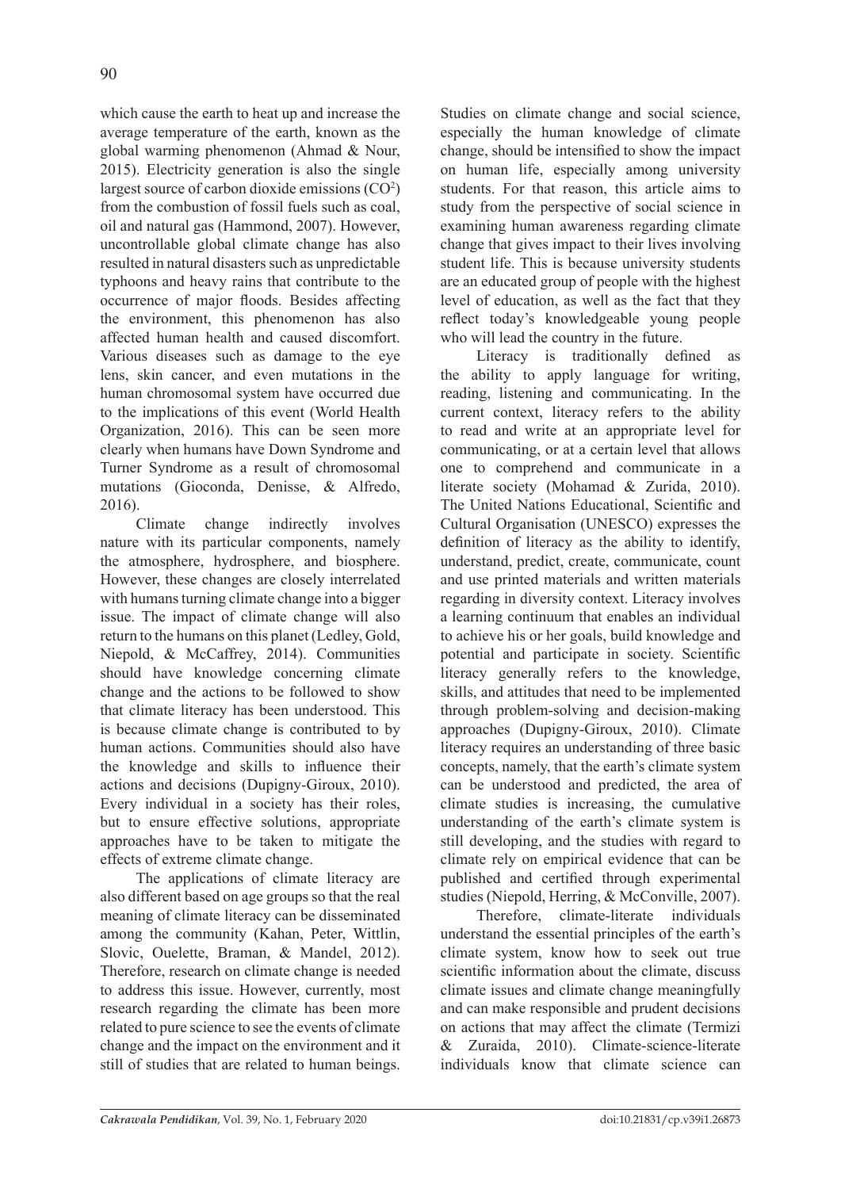which cause the earth to heat up and increase the average temperature of the earth, known as the global warming phenomenon (Ahmad & Nour, 2015). Electricity generation is also the single largest source of carbon dioxide emissions ($CO^2$) from the combustion of fossil fuels such as coal, oil and natural gas (Hammond, 2007). However, uncontrollable global climate change has also resulted in natural disasters such as unpredictable typhoons and heavy rains that contribute to the occurrence of major floods. Besides affecting the environment, this phenomenon has also affected human health and caused discomfort. Various diseases such as damage to the eye lens, skin cancer, and even mutations in the human chromosomal system have occurred due to the implications of this event (World Health Organization, 2016). This can be seen more clearly when humans have Down Syndrome and Turner Syndrome as a result of chromosomal mutations (Gioconda, Denisse, & Alfredo, 2016).

Climate change indirectly involves nature with its particular components, namely the atmosphere, hydrosphere, and biosphere. However, these changes are closely interrelated with humans turning climate change into a bigger issue. The impact of climate change will also return to the humans on this planet (Ledley, Gold, Niepold, & McCaffrey, 2014). Communities should have knowledge concerning climate change and the actions to be followed to show that climate literacy has been understood. This is because climate change is contributed to by human actions. Communities should also have the knowledge and skills to influence their actions and decisions (Dupigny-Giroux, 2010). Every individual in a society has their roles, but to ensure effective solutions, appropriate approaches have to be taken to mitigate the effects of extreme climate change.

The applications of climate literacy are also different based on age groups so that the real meaning of climate literacy can be disseminated among the community (Kahan, Peter, Wittlin, Slovic, Ouelette, Braman, & Mandel, 2012). Therefore, research on climate change is needed to address this issue. However, currently, most research regarding the climate has been more related to pure science to see the events of climate change and the impact on the environment and it still of studies that are related to human beings. Studies on climate change and social science, especially the human knowledge of climate change, should be intensified to show the impact on human life, especially among university students. For that reason, this article aims to study from the perspective of social science in examining human awareness regarding climate change that gives impact to their lives involving student life. This is because university students are an educated group of people with the highest level of education, as well as the fact that they reflect today's knowledgeable young people who will lead the country in the future.

Literacy is traditionally defined as the ability to apply language for writing, reading, listening and communicating. In the current context, literacy refers to the ability to read and write at an appropriate level for communicating, or at a certain level that allows one to comprehend and communicate in a literate society (Mohamad & Zurida, 2010). The United Nations Educational, Scientific and Cultural Organisation (UNESCO) expresses the definition of literacy as the ability to identify, understand, predict, create, communicate, count and use printed materials and written materials regarding in diversity context. Literacy involves a learning continuum that enables an individual to achieve his or her goals, build knowledge and potential and participate in society. Scientific literacy generally refers to the knowledge, skills, and attitudes that need to be implemented through problem-solving and decision-making approaches (Dupigny-Giroux, 2010). Climate literacy requires an understanding of three basic concepts, namely, that the earth's climate system can be understood and predicted, the area of climate studies is increasing, the cumulative understanding of the earth's climate system is still developing, and the studies with regard to climate rely on empirical evidence that can be published and certified through experimental studies (Niepold, Herring, & McConville, 2007).

Therefore, climate-literate individuals understand the essential principles of the earth's climate system, know how to seek out true scientific information about the climate, discuss climate issues and climate change meaningfully and can make responsible and prudent decisions on actions that may affect the climate (Termizi & Zuraida, 2010). Climate-science-literate individuals know that climate science can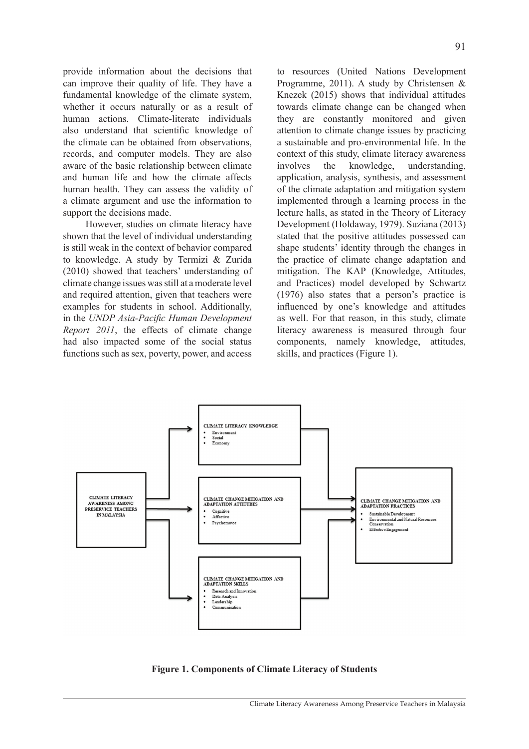provide information about the decisions that can improve their quality of life. They have a fundamental knowledge of the climate system, whether it occurs naturally or as a result of human actions. Climate-literate individuals also understand that scientific knowledge of the climate can be obtained from observations, records, and computer models. They are also aware of the basic relationship between climate and human life and how the climate affects human health. They can assess the validity of a climate argument and use the information to support the decisions made.

However, studies on climate literacy have shown that the level of individual understanding is still weak in the context of behavior compared to knowledge. A study by Termizi & Zurida (2010) showed that teachers' understanding of climate change issues was still at a moderate level and required attention, given that teachers were examples for students in school. Additionally, in the *UNDP Asia-Pacific Human Development Report 2011*, the effects of climate change had also impacted some of the social status functions such as sex, poverty, power, and access to resources (United Nations Development Programme, 2011). A study by Christensen & Knezek (2015) shows that individual attitudes towards climate change can be changed when they are constantly monitored and given attention to climate change issues by practicing a sustainable and pro-environmental life. In the context of this study, climate literacy awareness involves the knowledge, understanding, application, analysis, synthesis, and assessment of the climate adaptation and mitigation system implemented through a learning process in the lecture halls, as stated in the Theory of Literacy Development (Holdaway, 1979). Suziana (2013) stated that the positive attitudes possessed can shape students' identity through the changes in the practice of climate change adaptation and mitigation. The KAP (Knowledge, Attitudes, and Practices) model developed by Schwartz (1976) also states that a person's practice is influenced by one's knowledge and attitudes as well. For that reason, in this study, climate literacy awareness is measured through four components, namely knowledge, attitudes, skills, and practices (Figure 1).

CLIMATE LITERACY AWARENESS AMONG PRESERVICE TEACHERS IN MALAYSIA

CLIMATE LITERACY KNOWLEDGE
- Environment
- Social
- Economy

CLIMATE CHANGE MITIGATION AND ADAPTATION ATTITUDES
- Cognitive
- Affective
- Psychomotor

CLIMATE CHANGE MITIGATION AND ADAPTATION SKILLS
- Research and Innovation
- Data Analysis
- Leadership
- Communication

CLIMATE CHANGE MITIGATION AND ADAPTATION PRACTICES
- Sustainable Development
- Environmental and Natural Resources Conservation
- Effective Engagement

**Figure 1. Components of Climate Literacy of Students**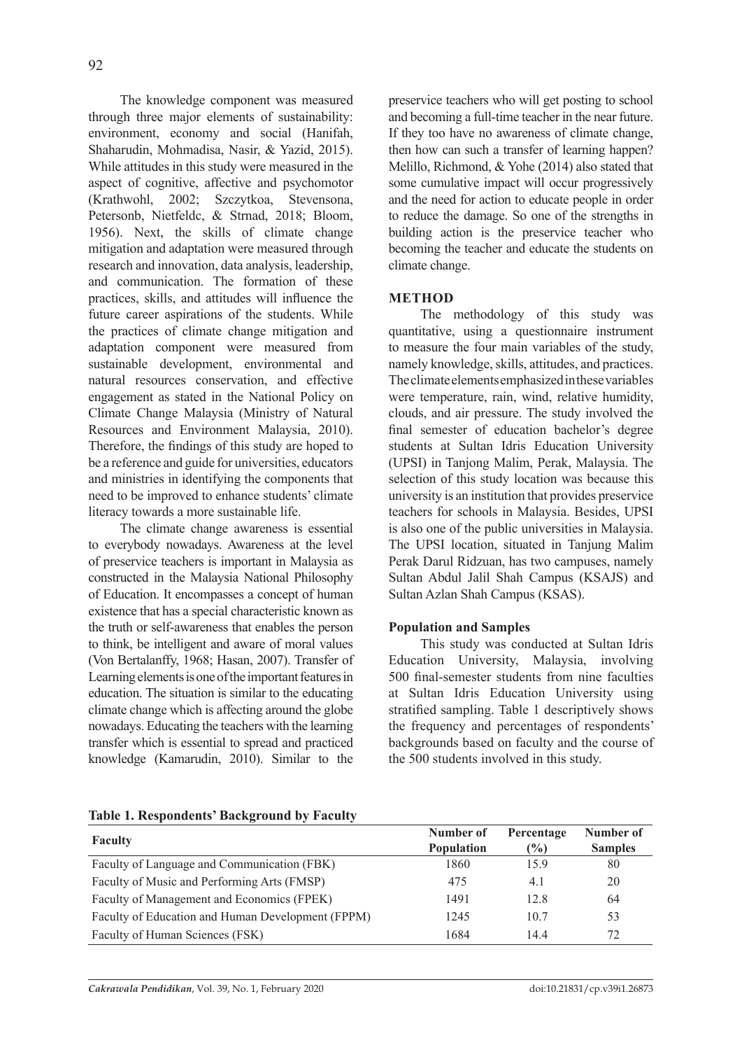The knowledge component was measured through three major elements of sustainability: environment, economy and social (Hanifah, Shaharudin, Mohmadisa, Nasir, & Yazid, 2015). While attitudes in this study were measured in the aspect of cognitive, affective and psychomotor (Krathwohl, 2002; Szczytkoa, Stevensona, Petersonb, Nietfeldc, & Strnad, 2018; Bloom, 1956). Next, the skills of climate change mitigation and adaptation were measured through research and innovation, data analysis, leadership, and communication. The formation of these practices, skills, and attitudes will influence the future career aspirations of the students. While the practices of climate change mitigation and adaptation component were measured from sustainable development, environmental and natural resources conservation, and effective engagement as stated in the National Policy on Climate Change Malaysia (Ministry of Natural Resources and Environment Malaysia, 2010). Therefore, the findings of this study are hoped to be a reference and guide for universities, educators and ministries in identifying the components that need to be improved to enhance students' climate literacy towards a more sustainable life.

The climate change awareness is essential to everybody nowadays. Awareness at the level of preservice teachers is important in Malaysia as constructed in the Malaysia National Philosophy of Education. It encompasses a concept of human existence that has a special characteristic known as the truth or self-awareness that enables the person to think, be intelligent and aware of moral values (Von Bertalanffy, 1968; Hasan, 2007). Transfer of Learning elements is one of the important features in education. The situation is similar to the educating climate change which is affecting around the globe nowadays. Educating the teachers with the learning transfer which is essential to spread and practiced knowledge (Kamarudin, 2010). Similar to the preservice teachers who will get posting to school and becoming a full-time teacher in the near future. If they too have no awareness of climate change, then how can such a transfer of learning happen? Melillo, Richmond, & Yohe (2014) also stated that some cumulative impact will occur progressively and the need for action to educate people in order to reduce the damage. So one of the strengths in building action is the preservice teacher who becoming the teacher and educate the students on climate change.

## METHOD

The methodology of this study was quantitative, using a questionnaire instrument to measure the four main variables of the study, namely knowledge, skills, attitudes, and practices. The climate elements emphasized in these variables were temperature, rain, wind, relative humidity, clouds, and air pressure. The study involved the final semester of education bachelor's degree students at Sultan Idris Education University (UPSI) in Tanjong Malim, Perak, Malaysia. The selection of this study location was because this university is an institution that provides preservice teachers for schools in Malaysia. Besides, UPSI is also one of the public universities in Malaysia. The UPSI location, situated in Tanjung Malim Perak Darul Ridzuan, has two campuses, namely Sultan Abdul Jalil Shah Campus (KSAJS) and Sultan Azlan Shah Campus (KSAS).

### Population and Samples

This study was conducted at Sultan Idris Education University, Malaysia, involving 500 final-semester students from nine faculties at Sultan Idris Education University using stratified sampling. Table 1 descriptively shows the frequency and percentages of respondents' backgrounds based on faculty and the course of the 500 students involved in this study.

**Table 1. Respondents' Background by Faculty**

| Faculty | Number of Population | Percentage (%) | Number of Samples |
|---|---|---|---|
| Faculty of Language and Communication (FBK) | 1860 | 15.9 | 80 |
| Faculty of Music and Performing Arts (FMSP) | 475 | 4.1 | 20 |
| Faculty of Management and Economics (FPEK) | 1491 | 12.8 | 64 |
| Faculty of Education and Human Development (FPPM) | 1245 | 10.7 | 53 |
| Faculty of Human Sciences (FSK) | 1684 | 14.4 | 72 |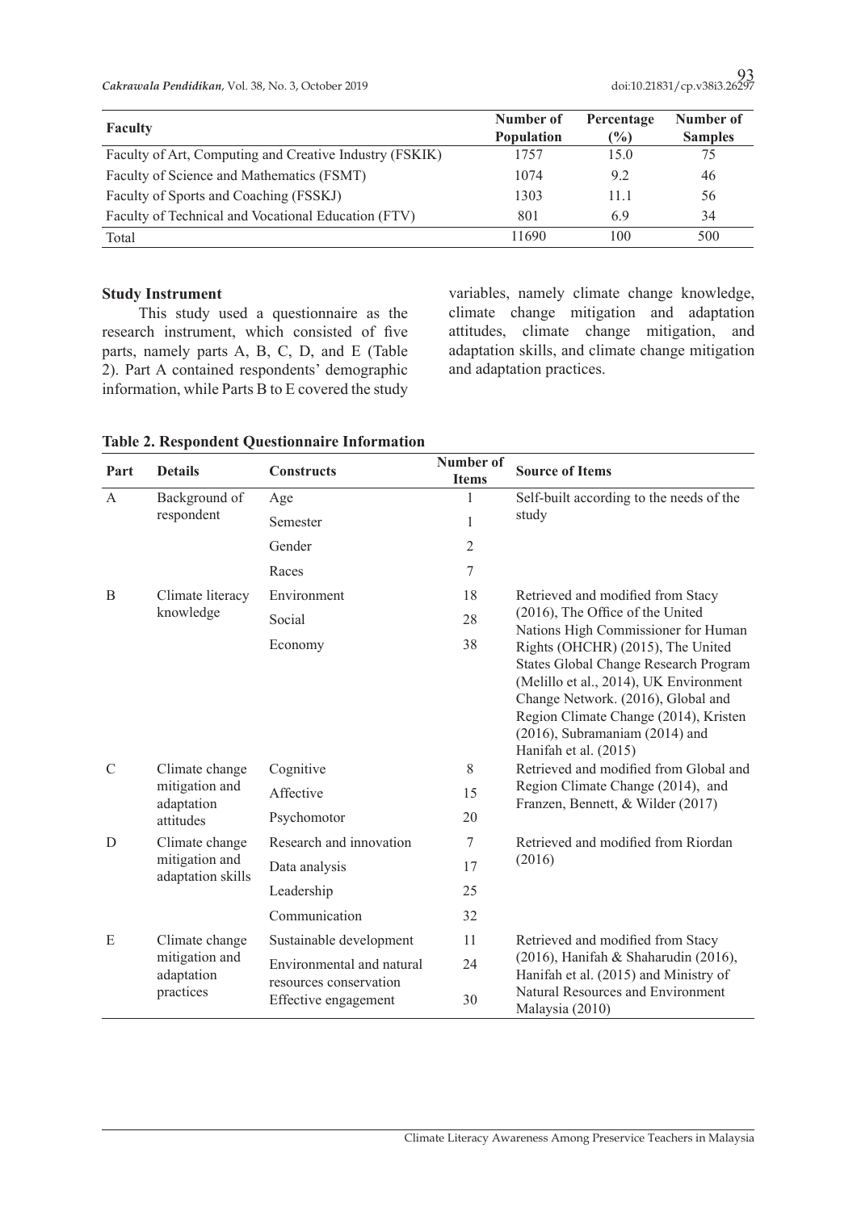| Faculty | Number of Population | Percentage (%) | Number of Samples |
|---|---|---|---|
| Faculty of Art, Computing and Creative Industry (FSKIK) | 1757 | 15.0 | 75 |
| Faculty of Science and Mathematics (FSMT) | 1074 | 9.2 | 46 |
| Faculty of Sports and Coaching (FSSKJ) | 1303 | 11.1 | 56 |
| Faculty of Technical and Vocational Education (FTV) | 801 | 6.9 | 34 |
| Total | 11690 | 100 | 500 |

### Study Instrument

This study used a questionnaire as the research instrument, which consisted of five parts, namely parts A, B, C, D, and E (Table 2). Part A contained respondents' demographic information, while Parts B to E covered the study variables, namely climate change knowledge, climate change mitigation and adaptation attitudes, climate change mitigation, and adaptation skills, and climate change mitigation and adaptation practices.

**Table 2. Respondent Questionnaire Information**

| Part | Details | Constructs | Number of Items | Source of Items |
|---|---|---|---|---|
| A | Background of respondent | Age | 1 | Self-built according to the needs of the study |
| | | Semester | 1 | |
| | | Gender | 2 | |
| | | Races | 7 | |
| B | Climate literacy knowledge | Environment | 18 | Retrieved and modified from Stacy (2016), The Office of the United Nations High Commissioner for Human Rights (OHCHR) (2015), The United States Global Change Research Program (Melillo et al., 2014), UK Environment Change Network. (2016), Global and Region Climate Change (2014), Kristen (2016), Subramaniam (2014) and Hanifah et al. (2015) |
| | | Social | 28 | |
| | | Economy | 38 | |
| C | Climate change mitigation and adaptation attitudes | Cognitive | 8 | Retrieved and modified from Global and Region Climate Change (2014), and Franzen, Bennett, & Wilder (2017) |
| | | Affective | 15 | |
| | | Psychomotor | 20 | |
| D | Climate change mitigation and adaptation skills | Research and innovation | 7 | Retrieved and modified from Riordan (2016) |
| | | Data analysis | 17 | |
| | | Leadership | 25 | |
| | | Communication | 32 | |
| E | Climate change mitigation and adaptation practices | Sustainable development | 11 | Retrieved and modified from Stacy (2016), Hanifah & Shaharudin (2016), Hanifah et al. (2015) and Ministry of Natural Resources and Environment Malaysia (2010) |
| | | Environmental and natural resources conservation | 24 | |
| | | Effective engagement | 30 | |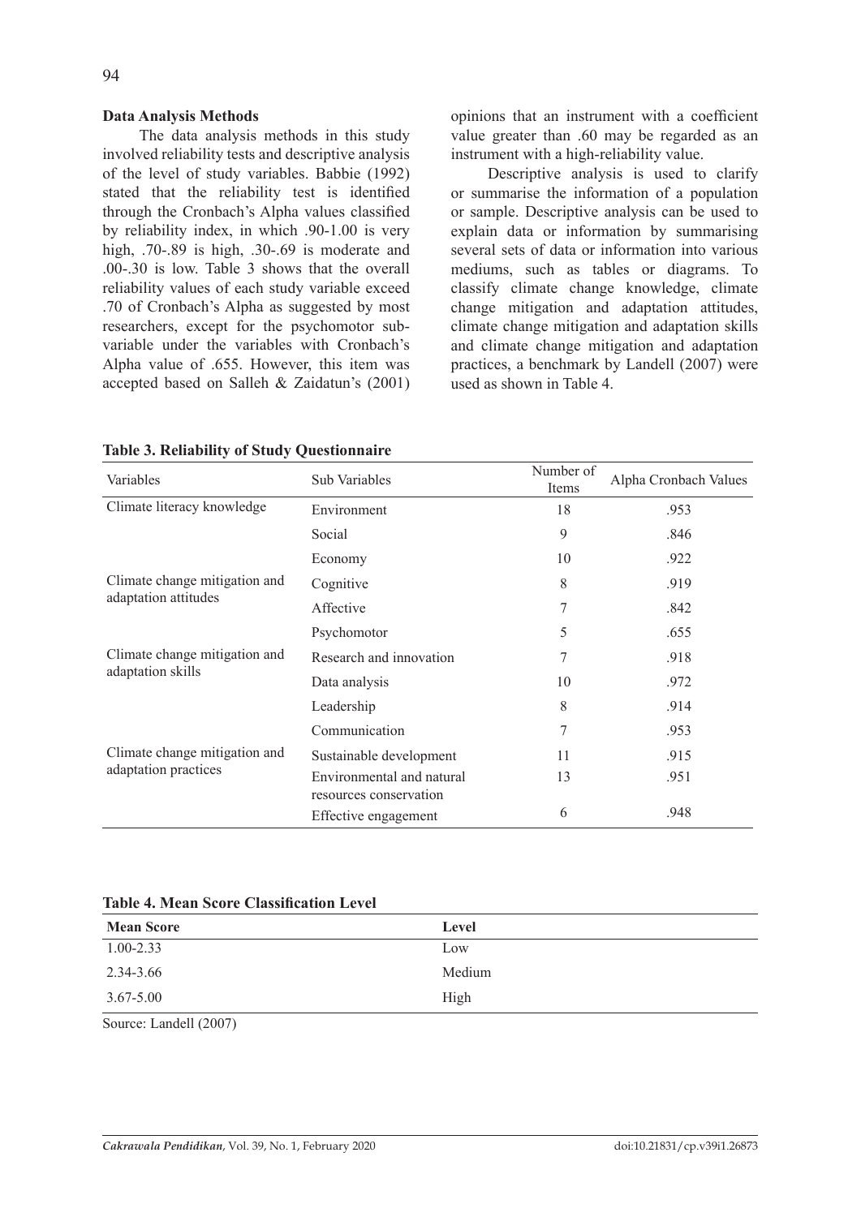**Data Analysis Methods**

The data analysis methods in this study involved reliability tests and descriptive analysis of the level of study variables. Babbie (1992) stated that the reliability test is identified through the Cronbach's Alpha values classified by reliability index, in which .90-1.00 is very high, .70-.89 is high, .30-.69 is moderate and .00-.30 is low. Table 3 shows that the overall reliability values of each study variable exceed .70 of Cronbach's Alpha as suggested by most researchers, except for the psychomotor sub-variable under the variables with Cronbach's Alpha value of .655. However, this item was accepted based on Salleh & Zaidatun's (2001) opinions that an instrument with a coefficient value greater than .60 may be regarded as an instrument with a high-reliability value.

Descriptive analysis is used to clarify or summarise the information of a population or sample. Descriptive analysis can be used to explain data or information by summarising several sets of data or information into various mediums, such as tables or diagrams. To classify climate change knowledge, climate change mitigation and adaptation attitudes, climate change mitigation and adaptation skills and climate change mitigation and adaptation practices, a benchmark by Landell (2007) were used as shown in Table 4.

**Table 3. Reliability of Study Questionnaire**

| Variables | Sub Variables | Number of Items | Alpha Cronbach Values |
|---|---|---|---|
| Climate literacy knowledge | Environment | 18 | .953 |
| | Social | 9 | .846 |
| | Economy | 10 | .922 |
| Climate change mitigation and adaptation attitudes | Cognitive | 8 | .919 |
| | Affective | 7 | .842 |
| | Psychomotor | 5 | .655 |
| Climate change mitigation and adaptation skills | Research and innovation | 7 | .918 |
| | Data analysis | 10 | .972 |
| | Leadership | 8 | .914 |
| | Communication | 7 | .953 |
| Climate change mitigation and adaptation practices | Sustainable development | 11 | .915 |
| | Environmental and natural resources conservation | 13 | .951 |
| | Effective engagement | 6 | .948 |

**Table 4. Mean Score Classification Level**

| Mean Score | Level |
|---|---|
| 1.00-2.33 | Low |
| 2.34-3.66 | Medium |
| 3.67-5.00 | High |

Source: Landell (2007)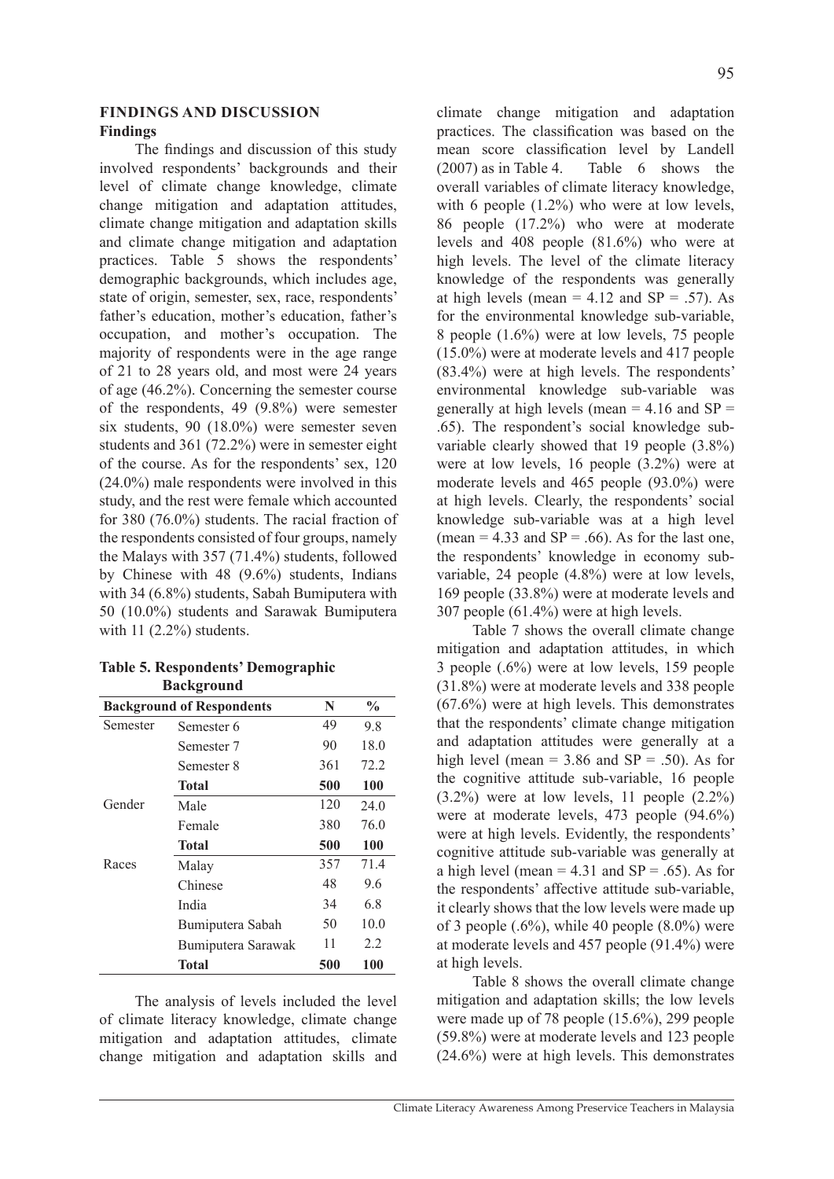## FINDINGS AND DISCUSSION

### Findings

The findings and discussion of this study involved respondents' backgrounds and their level of climate change knowledge, climate change mitigation and adaptation attitudes, climate change mitigation and adaptation skills and climate change mitigation and adaptation practices. Table 5 shows the respondents' demographic backgrounds, which includes age, state of origin, semester, sex, race, respondents' father's education, mother's education, father's occupation, and mother's occupation. The majority of respondents were in the age range of 21 to 28 years old, and most were 24 years of age (46.2%). Concerning the semester course of the respondents, 49 (9.8%) were semester six students, 90 (18.0%) were semester seven students and 361 (72.2%) were in semester eight of the course. As for the respondents' sex, 120 (24.0%) male respondents were involved in this study, and the rest were female which accounted for 380 (76.0%) students. The racial fraction of the respondents consisted of four groups, namely the Malays with 357 (71.4%) students, followed by Chinese with 48 (9.6%) students, Indians with 34 (6.8%) students, Sabah Bumiputera with 50 (10.0%) students and Sarawak Bumiputera with 11 (2.2%) students.

**Table 5. Respondents' Demographic Background**

| Background of Respondents | | N | % |
|---|---|---|---|
| Semester | Semester 6 | 49 | 9.8 |
| | Semester 7 | 90 | 18.0 |
| | Semester 8 | 361 | 72.2 |
| | **Total** | **500** | **100** |
| Gender | Male | 120 | 24.0 |
| | Female | 380 | 76.0 |
| | **Total** | **500** | **100** |
| Races | Malay | 357 | 71.4 |
| | Chinese | 48 | 9.6 |
| | India | 34 | 6.8 |
| | Bumiputera Sabah | 50 | 10.0 |
| | Bumiputera Sarawak | 11 | 2.2 |
| | **Total** | **500** | **100** |

The analysis of levels included the level of climate literacy knowledge, climate change mitigation and adaptation attitudes, climate change mitigation and adaptation skills and climate change mitigation and adaptation practices. The classification was based on the mean score classification level by Landell (2007) as in Table 4. Table 6 shows the overall variables of climate literacy knowledge, with 6 people (1.2%) who were at low levels, 86 people (17.2%) who were at moderate levels and 408 people (81.6%) who were at high levels. The level of the climate literacy knowledge of the respondents was generally at high levels (mean = 4.12 and SP = .57). As for the environmental knowledge sub-variable, 8 people (1.6%) were at low levels, 75 people (15.0%) were at moderate levels and 417 people (83.4%) were at high levels. The respondents' environmental knowledge sub-variable was generally at high levels (mean = 4.16 and SP = .65). The respondent's social knowledge sub-variable clearly showed that 19 people (3.8%) were at low levels, 16 people (3.2%) were at moderate levels and 465 people (93.0%) were at high levels. Clearly, the respondents' social knowledge sub-variable was at a high level (mean = 4.33 and SP = .66). As for the last one, the respondents' knowledge in economy sub-variable, 24 people (4.8%) were at low levels, 169 people (33.8%) were at moderate levels and 307 people (61.4%) were at high levels.

Table 7 shows the overall climate change mitigation and adaptation attitudes, in which 3 people (.6%) were at low levels, 159 people (31.8%) were at moderate levels and 338 people (67.6%) were at high levels. This demonstrates that the respondents' climate change mitigation and adaptation attitudes were generally at a high level (mean = 3.86 and SP = .50). As for the cognitive attitude sub-variable, 16 people (3.2%) were at low levels, 11 people (2.2%) were at moderate levels, 473 people (94.6%) were at high levels. Evidently, the respondents' cognitive attitude sub-variable was generally at a high level (mean = 4.31 and SP = .65). As for the respondents' affective attitude sub-variable, it clearly shows that the low levels were made up of 3 people (.6%), while 40 people (8.0%) were at moderate levels and 457 people (91.4%) were at high levels.

Table 8 shows the overall climate change mitigation and adaptation skills; the low levels were made up of 78 people (15.6%), 299 people (59.8%) were at moderate levels and 123 people (24.6%) were at high levels. This demonstrates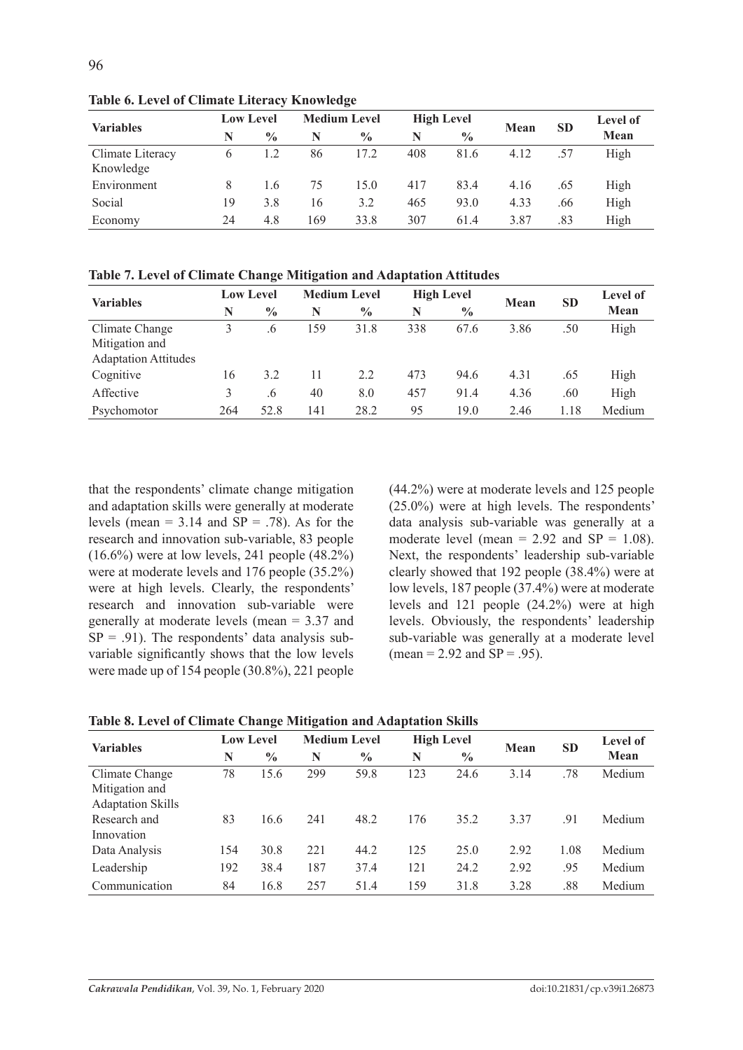**Table 6. Level of Climate Literacy Knowledge**

| Variables | Low Level | | Medium Level | | High Level | | Mean | SD | Level of Mean |
|---|---|---|---|---|---|---|---|---|---|
| | N | % | N | % | N | % | | | |
| Climate Literacy Knowledge | 6 | 1.2 | 86 | 17.2 | 408 | 81.6 | 4.12 | .57 | High |
| Environment | 8 | 1.6 | 75 | 15.0 | 417 | 83.4 | 4.16 | .65 | High |
| Social | 19 | 3.8 | 16 | 3.2 | 465 | 93.0 | 4.33 | .66 | High |
| Economy | 24 | 4.8 | 169 | 33.8 | 307 | 61.4 | 3.87 | .83 | High |

**Table 7. Level of Climate Change Mitigation and Adaptation Attitudes**

| Variables | Low Level | | Medium Level | | High Level | | Mean | SD | Level of Mean |
|---|---|---|---|---|---|---|---|---|---|
| | N | % | N | % | N | % | | | |
| Climate Change Mitigation and Adaptation Attitudes | 3 | .6 | 159 | 31.8 | 338 | 67.6 | 3.86 | .50 | High |
| Cognitive | 16 | 3.2 | 11 | 2.2 | 473 | 94.6 | 4.31 | .65 | High |
| Affective | 3 | .6 | 40 | 8.0 | 457 | 91.4 | 4.36 | .60 | High |
| Psychomotor | 264 | 52.8 | 141 | 28.2 | 95 | 19.0 | 2.46 | 1.18 | Medium |

that the respondents' climate change mitigation and adaptation skills were generally at moderate levels (mean = 3.14 and SP = .78). As for the research and innovation sub-variable, 83 people (16.6%) were at low levels, 241 people (48.2%) were at moderate levels and 176 people (35.2%) were at high levels. Clearly, the respondents' research and innovation sub-variable were generally at moderate levels (mean = 3.37 and SP = .91). The respondents' data analysis sub-variable significantly shows that the low levels were made up of 154 people (30.8%), 221 people (44.2%) were at moderate levels and 125 people (25.0%) were at high levels. The respondents' data analysis sub-variable was generally at a moderate level (mean = 2.92 and SP = 1.08). Next, the respondents' leadership sub-variable clearly showed that 192 people (38.4%) were at low levels, 187 people (37.4%) were at moderate levels and 121 people (24.2%) were at high levels. Obviously, the respondents' leadership sub-variable was generally at a moderate level (mean = 2.92 and SP = .95).

**Table 8. Level of Climate Change Mitigation and Adaptation Skills**

| Variables | Low Level | | Medium Level | | High Level | | Mean | SD | Level of Mean |
|---|---|---|---|---|---|---|---|---|---|
| | N | % | N | % | N | % | | | |
| Climate Change Mitigation and Adaptation Skills | 78 | 15.6 | 299 | 59.8 | 123 | 24.6 | 3.14 | .78 | Medium |
| Research and Innovation | 83 | 16.6 | 241 | 48.2 | 176 | 35.2 | 3.37 | .91 | Medium |
| Data Analysis | 154 | 30.8 | 221 | 44.2 | 125 | 25.0 | 2.92 | 1.08 | Medium |
| Leadership | 192 | 38.4 | 187 | 37.4 | 121 | 24.2 | 2.92 | .95 | Medium |
| Communication | 84 | 16.8 | 257 | 51.4 | 159 | 31.8 | 3.28 | .88 | Medium |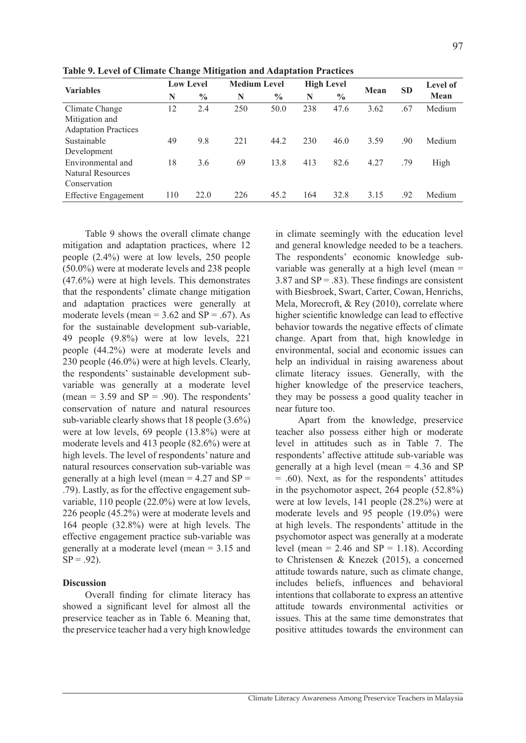**Table 9. Level of Climate Change Mitigation and Adaptation Practices**

| Variables | Low Level | | Medium Level | | High Level | | Mean | SD | Level of Mean |
|---|---|---|---|---|---|---|---|---|---|
| | N | % | N | % | N | % | | | |
| Climate Change Mitigation and Adaptation Practices | 12 | 2.4 | 250 | 50.0 | 238 | 47.6 | 3.62 | .67 | Medium |
| Sustainable Development | 49 | 9.8 | 221 | 44.2 | 230 | 46.0 | 3.59 | .90 | Medium |
| Environmental and Natural Resources Conservation | 18 | 3.6 | 69 | 13.8 | 413 | 82.6 | 4.27 | .79 | High |
| Effective Engagement | 110 | 22.0 | 226 | 45.2 | 164 | 32.8 | 3.15 | .92 | Medium |

Table 9 shows the overall climate change mitigation and adaptation practices, where 12 people (2.4%) were at low levels, 250 people (50.0%) were at moderate levels and 238 people (47.6%) were at high levels. This demonstrates that the respondents' climate change mitigation and adaptation practices were generally at moderate levels (mean = 3.62 and SP = .67). As for the sustainable development sub-variable, 49 people (9.8%) were at low levels, 221 people (44.2%) were at moderate levels and 230 people (46.0%) were at high levels. Clearly, the respondents' sustainable development sub-variable was generally at a moderate level (mean = 3.59 and SP = .90). The respondents' conservation of nature and natural resources sub-variable clearly shows that 18 people (3.6%) were at low levels, 69 people (13.8%) were at moderate levels and 413 people (82.6%) were at high levels. The level of respondents' nature and natural resources conservation sub-variable was generally at a high level (mean = 4.27 and SP = .79). Lastly, as for the effective engagement sub-variable, 110 people (22.0%) were at low levels, 226 people (45.2%) were at moderate levels and 164 people (32.8%) were at high levels. The effective engagement practice sub-variable was generally at a moderate level (mean = 3.15 and SP = .92).

## Discussion

Overall finding for climate literacy has showed a significant level for almost all the preservice teacher as in Table 6. Meaning that, the preservice teacher had a very high knowledge in climate seemingly with the education level and general knowledge needed to be a teachers. The respondents' economic knowledge sub-variable was generally at a high level (mean = 3.87 and SP = .83). These findings are consistent with Biesbroek, Swart, Carter, Cowan, Henrichs, Mela, Morecroft, & Rey (2010), correlate where higher scientific knowledge can lead to effective behavior towards the negative effects of climate change. Apart from that, high knowledge in environmental, social and economic issues can help an individual in raising awareness about climate literacy issues. Generally, with the higher knowledge of the preservice teachers, they may be possess a good quality teacher in near future too.

Apart from the knowledge, preservice teacher also possess either high or moderate level in attitudes such as in Table 7. The respondents' affective attitude sub-variable was generally at a high level (mean = 4.36 and SP = .60). Next, as for the respondents' attitudes in the psychomotor aspect, 264 people (52.8%) were at low levels, 141 people (28.2%) were at moderate levels and 95 people (19.0%) were at high levels. The respondents' attitude in the psychomotor aspect was generally at a moderate level (mean = 2.46 and SP = 1.18). According to Christensen & Knezek (2015), a concerned attitude towards nature, such as climate change, includes beliefs, influences and behavioral intentions that collaborate to express an attentive attitude towards environmental activities or issues. This at the same time demonstrates that positive attitudes towards the environment can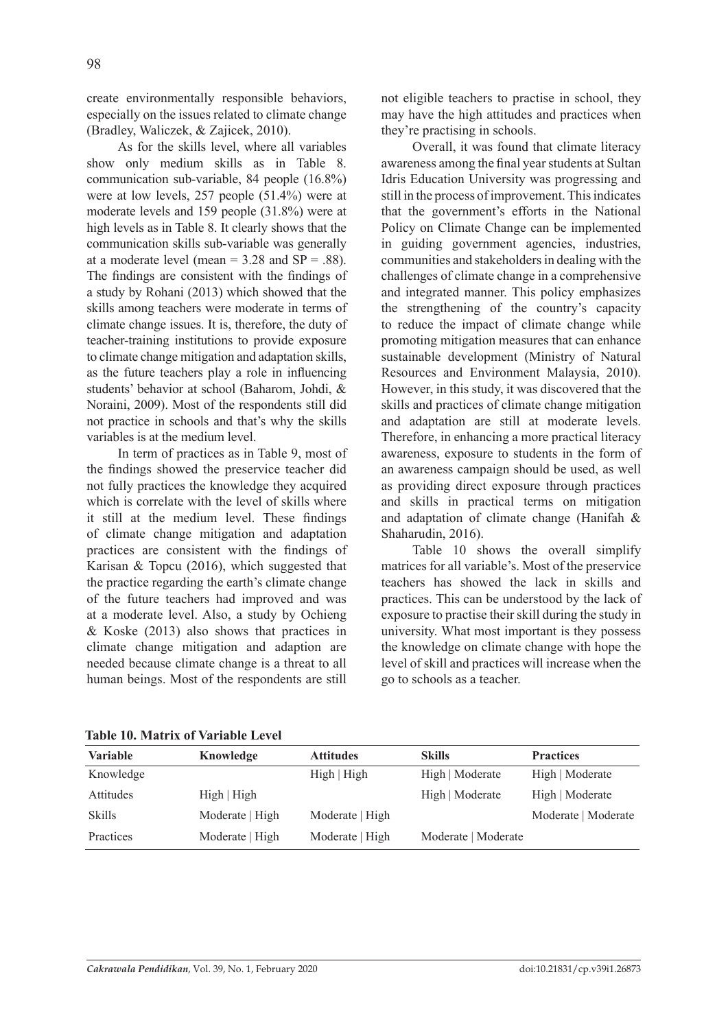create environmentally responsible behaviors, especially on the issues related to climate change (Bradley, Waliczek, & Zajicek, 2010).

As for the skills level, where all variables show only medium skills as in Table 8. communication sub-variable, 84 people (16.8%) were at low levels, 257 people (51.4%) were at moderate levels and 159 people (31.8%) were at high levels as in Table 8. It clearly shows that the communication skills sub-variable was generally at a moderate level (mean = 3.28 and SP = .88). The findings are consistent with the findings of a study by Rohani (2013) which showed that the skills among teachers were moderate in terms of climate change issues. It is, therefore, the duty of teacher-training institutions to provide exposure to climate change mitigation and adaptation skills, as the future teachers play a role in influencing students' behavior at school (Baharom, Johdi, & Noraini, 2009). Most of the respondents still did not practice in schools and that's why the skills variables is at the medium level.

In term of practices as in Table 9, most of the findings showed the preservice teacher did not fully practices the knowledge they acquired which is correlate with the level of skills where it still at the medium level. These findings of climate change mitigation and adaptation practices are consistent with the findings of Karisan & Topcu (2016), which suggested that the practice regarding the earth's climate change of the future teachers had improved and was at a moderate level. Also, a study by Ochieng & Koske (2013) also shows that practices in climate change mitigation and adaption are needed because climate change is a threat to all human beings. Most of the respondents are still not eligible teachers to practise in school, they may have the high attitudes and practices when they're practising in schools.

Overall, it was found that climate literacy awareness among the final year students at Sultan Idris Education University was progressing and still in the process of improvement. This indicates that the government's efforts in the National Policy on Climate Change can be implemented in guiding government agencies, industries, communities and stakeholders in dealing with the challenges of climate change in a comprehensive and integrated manner. This policy emphasizes the strengthening of the country's capacity to reduce the impact of climate change while promoting mitigation measures that can enhance sustainable development (Ministry of Natural Resources and Environment Malaysia, 2010). However, in this study, it was discovered that the skills and practices of climate change mitigation and adaptation are still at moderate levels. Therefore, in enhancing a more practical literacy awareness, exposure to students in the form of an awareness campaign should be used, as well as providing direct exposure through practices and skills in practical terms on mitigation and adaptation of climate change (Hanifah & Shaharudin, 2016).

Table 10 shows the overall simplify matrices for all variable's. Most of the preservice teachers has showed the lack in skills and practices. This can be understood by the lack of exposure to practise their skill during the study in university. What most important is they possess the knowledge on climate change with hope the level of skill and practices will increase when the go to schools as a teacher.

**Table 10. Matrix of Variable Level**

| Variable | Knowledge | Attitudes | Skills | Practices |
|---|---|---|---|---|
| Knowledge | | High \| High | High \| Moderate | High \| Moderate |
| Attitudes | High \| High | | High \| Moderate | High \| Moderate |
| Skills | Moderate \| High | Moderate \| High | | Moderate \| Moderate |
| Practices | Moderate \| High | Moderate \| High | Moderate \| Moderate | |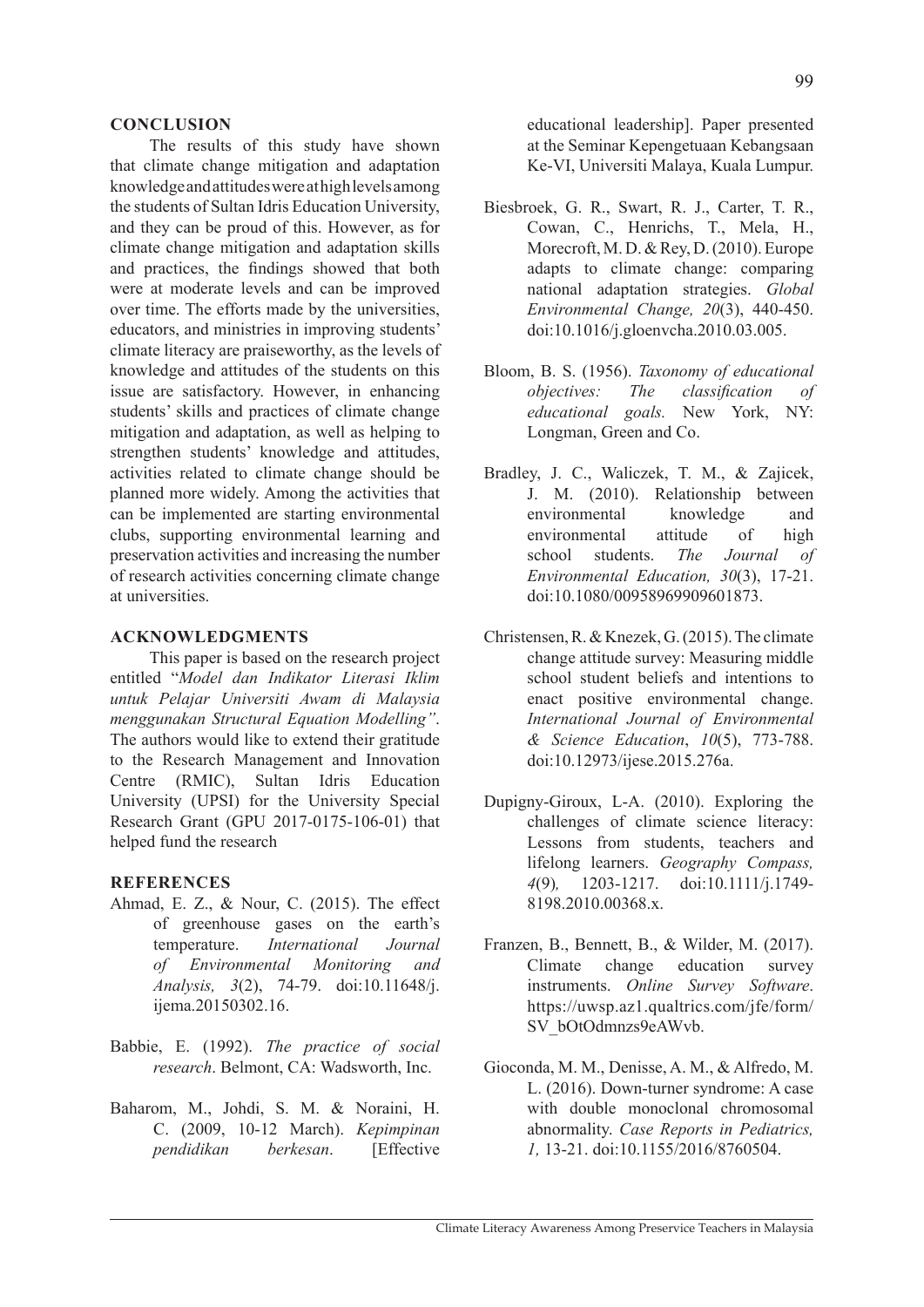## CONCLUSION

The results of this study have shown that climate change mitigation and adaptation knowledge and attitudes were at high levels among the students of Sultan Idris Education University, and they can be proud of this. However, as for climate change mitigation and adaptation skills and practices, the findings showed that both were at moderate levels and can be improved over time. The efforts made by the universities, educators, and ministries in improving students' climate literacy are praiseworthy, as the levels of knowledge and attitudes of the students on this issue are satisfactory. However, in enhancing students' skills and practices of climate change mitigation and adaptation, as well as helping to strengthen students' knowledge and attitudes, activities related to climate change should be planned more widely. Among the activities that can be implemented are starting environmental clubs, supporting environmental learning and preservation activities and increasing the number of research activities concerning climate change at universities.

## ACKNOWLEDGMENTS

This paper is based on the research project entitled "*Model dan Indikator Literasi Iklim untuk Pelajar Universiti Awam di Malaysia menggunakan Structural Equation Modelling"*. The authors would like to extend their gratitude to the Research Management and Innovation Centre (RMIC), Sultan Idris Education University (UPSI) for the University Special Research Grant (GPU 2017-0175-106-01) that helped fund the research

## REFERENCES

Ahmad, E. Z., & Nour, C. (2015). The effect of greenhouse gases on the earth's temperature. *International Journal of Environmental Monitoring and Analysis, 3*(2), 74-79. doi:10.11648/j.ijema.20150302.16.

Babbie, E. (1992). *The practice of social research*. Belmont, CA: Wadsworth, Inc.

Baharom, M., Johdi, S. M. & Noraini, H. C. (2009, 10-12 March). *Kepimpinan pendidikan berkesan*. [Effective educational leadership]. Paper presented at the Seminar Kepengetuaan Kebangsaan Ke-VI, Universiti Malaya, Kuala Lumpur.

Biesbroek, G. R., Swart, R. J., Carter, T. R., Cowan, C., Henrichs, T., Mela, H., Morecroft, M. D. & Rey, D. (2010). Europe adapts to climate change: comparing national adaptation strategies. *Global Environmental Change, 20*(3), 440-450. doi:10.1016/j.gloenvcha.2010.03.005.

Bloom, B. S. (1956). *Taxonomy of educational objectives: The classification of educational goals.* New York, NY: Longman, Green and Co.

Bradley, J. C., Waliczek, T. M., & Zajicek, J. M. (2010). Relationship between environmental knowledge and environmental attitude of high school students. *The Journal of Environmental Education, 30*(3), 17-21. doi:10.1080/00958969909601873.

Christensen, R. & Knezek, G. (2015). The climate change attitude survey: Measuring middle school student beliefs and intentions to enact positive environmental change. *International Journal of Environmental & Science Education*, *10*(5), 773-788. doi:10.12973/ijese.2015.276a.

Dupigny-Giroux, L-A. (2010). Exploring the challenges of climate science literacy: Lessons from students, teachers and lifelong learners. *Geography Compass, 4*(9)*,* 1203-1217. doi:10.1111/j.1749-8198.2010.00368.x.

Franzen, B., Bennett, B., & Wilder, M. (2017). Climate change education survey instruments. *Online Survey Software*. https://uwsp.az1.qualtrics.com/jfe/form/SV_bOtOdmnzs9eAWvb.

Gioconda, M. M., Denisse, A. M., & Alfredo, M. L. (2016). Down-turner syndrome: A case with double monoclonal chromosomal abnormality. *Case Reports in Pediatrics, 1,* 13-21. doi:10.1155/2016/8760504.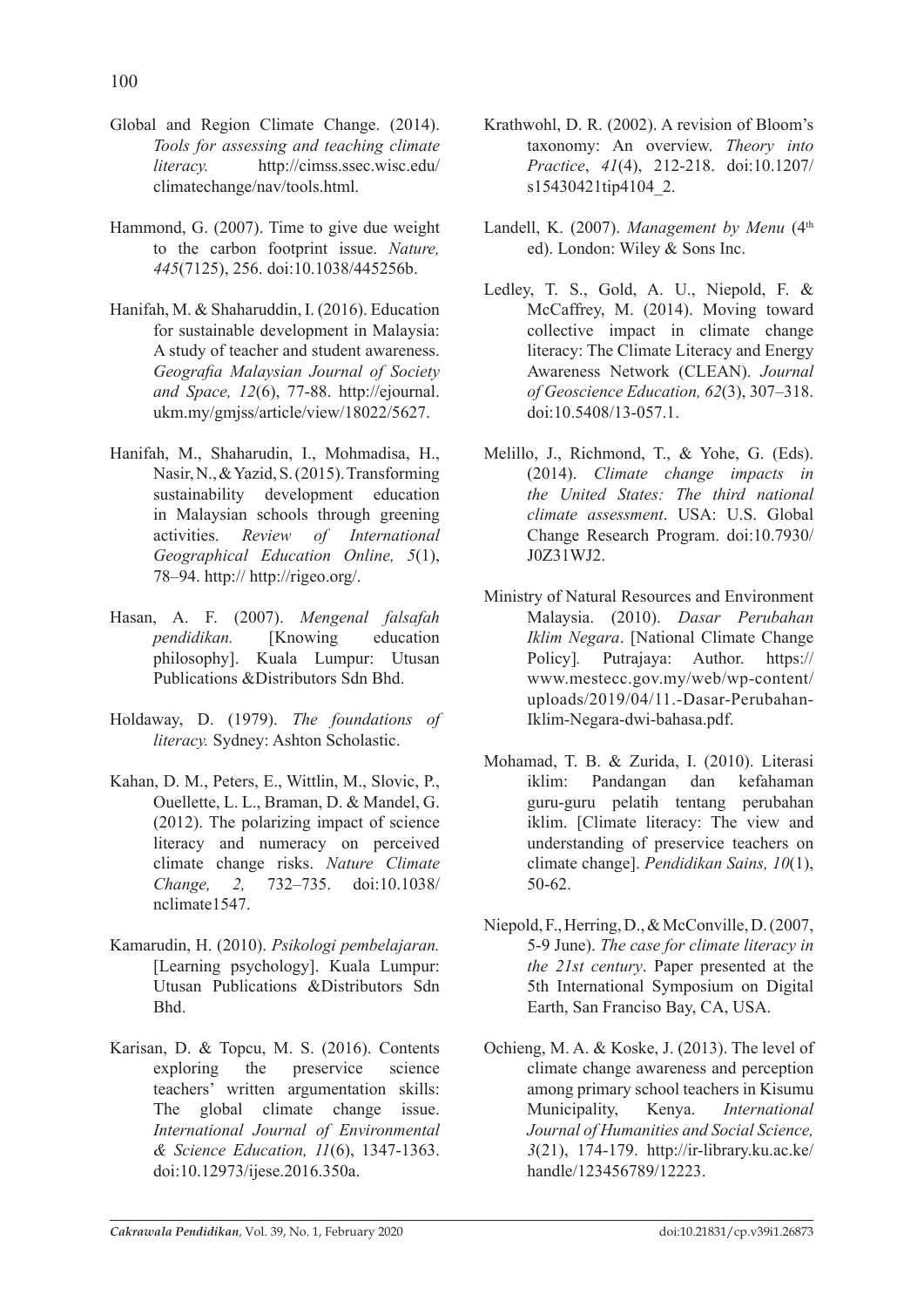Global and Region Climate Change. (2014). *Tools for assessing and teaching climate literacy.* http://cimss.ssec.wisc.edu/climatechange/nav/tools.html.

Hammond, G. (2007). Time to give due weight to the carbon footprint issue. *Nature, 445*(7125), 256. doi:10.1038/445256b.

Hanifah, M. & Shaharuddin, I. (2016). Education for sustainable development in Malaysia: A study of teacher and student awareness. *Geografia Malaysian Journal of Society and Space, 12*(6), 77-88. http://ejournal.ukm.my/gmjss/article/view/18022/5627.

Hanifah, M., Shaharudin, I., Mohmadisa, H., Nasir, N., & Yazid, S. (2015). Transforming sustainability development education in Malaysian schools through greening activities. *Review of International Geographical Education Online, 5*(1), 78–94. http:// http://rigeo.org/.

Hasan, A. F. (2007). *Mengenal falsafah pendidikan.* [Knowing education philosophy]. Kuala Lumpur: Utusan Publications &Distributors Sdn Bhd.

Holdaway, D. (1979). *The foundations of literacy.* Sydney: Ashton Scholastic.

Kahan, D. M., Peters, E., Wittlin, M., Slovic, P., Ouellette, L. L., Braman, D. & Mandel, G. (2012). The polarizing impact of science literacy and numeracy on perceived climate change risks. *Nature Climate Change, 2,* 732–735. doi:10.1038/nclimate1547.

Kamarudin, H. (2010). *Psikologi pembelajaran.* [Learning psychology]. Kuala Lumpur: Utusan Publications &Distributors Sdn Bhd.

Karisan, D. & Topcu, M. S. (2016). Contents exploring the preservice science teachers' written argumentation skills: The global climate change issue. *International Journal of Environmental & Science Education, 11*(6), 1347-1363. doi:10.12973/ijese.2016.350a.

Krathwohl, D. R. (2002). A revision of Bloom's taxonomy: An overview. *Theory into Practice*, *41*(4), 212-218. doi:10.1207/s15430421tip4104_2.

Landell, K. (2007). *Management by Menu* (4th ed). London: Wiley & Sons Inc.

Ledley, T. S., Gold, A. U., Niepold, F. & McCaffrey, M. (2014). Moving toward collective impact in climate change literacy: The Climate Literacy and Energy Awareness Network (CLEAN). *Journal of Geoscience Education, 62*(3), 307–318. doi:10.5408/13-057.1.

Melillo, J., Richmond, T., & Yohe, G. (Eds). (2014). *Climate change impacts in the United States: The third national climate assessment*. USA: U.S. Global Change Research Program. doi:10.7930/J0Z31WJ2.

Ministry of Natural Resources and Environment Malaysia. (2010). *Dasar Perubahan Iklim Negara*. [National Climate Change Policy]*.* Putrajaya: Author. https://www.mestecc.gov.my/web/wp-content/uploads/2019/04/11.-Dasar-Perubahan-Iklim-Negara-dwi-bahasa.pdf.

Mohamad, T. B. & Zurida, I. (2010). Literasi iklim: Pandangan dan kefahaman guru-guru pelatih tentang perubahan iklim. [Climate literacy: The view and understanding of preservice teachers on climate change]. *Pendidikan Sains, 10*(1), 50-62.

Niepold, F., Herring, D., & McConville, D. (2007, 5-9 June). *The case for climate literacy in the 21st century*. Paper presented at the 5th International Symposium on Digital Earth, San Franciso Bay, CA, USA.

Ochieng, M. A. & Koske, J. (2013). The level of climate change awareness and perception among primary school teachers in Kisumu Municipality, Kenya. *International Journal of Humanities and Social Science, 3*(21), 174-179. http://ir-library.ku.ac.ke/handle/123456789/12223.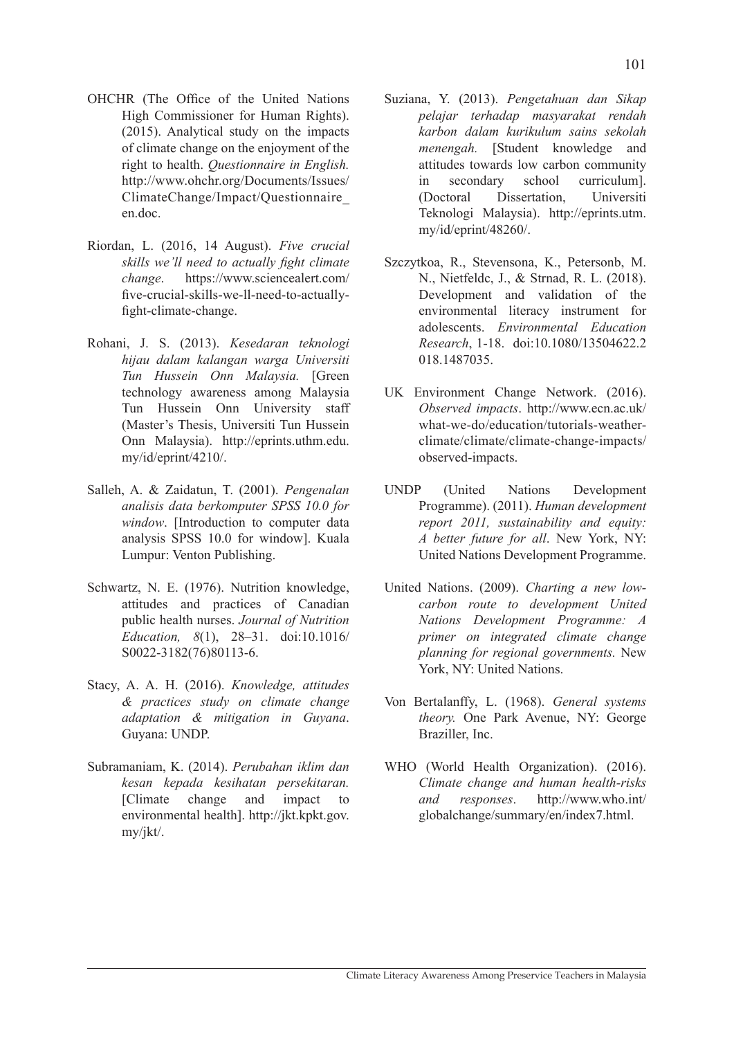OHCHR (The Office of the United Nations High Commissioner for Human Rights). (2015). Analytical study on the impacts of climate change on the enjoyment of the right to health. *Questionnaire in English.* http://www.ohchr.org/Documents/Issues/ClimateChange/Impact/Questionnaire_en.doc.

Riordan, L. (2016, 14 August). *Five crucial skills we'll need to actually fight climate change*. https://www.sciencealert.com/five-crucial-skills-we-ll-need-to-actually-fight-climate-change.

Rohani, J. S. (2013). *Kesedaran teknologi hijau dalam kalangan warga Universiti Tun Hussein Onn Malaysia.* [Green technology awareness among Malaysia Tun Hussein Onn University staff (Master's Thesis, Universiti Tun Hussein Onn Malaysia). http://eprints.uthm.edu.my/id/eprint/4210/.

Salleh, A. & Zaidatun, T. (2001). *Pengenalan analisis data berkomputer SPSS 10.0 for window*. [Introduction to computer data analysis SPSS 10.0 for window]. Kuala Lumpur: Venton Publishing.

Schwartz, N. E. (1976). Nutrition knowledge, attitudes and practices of Canadian public health nurses. *Journal of Nutrition Education, 8*(1), 28–31. doi:10.1016/S0022-3182(76)80113-6.

Stacy, A. A. H. (2016). *Knowledge, attitudes & practices study on climate change adaptation & mitigation in Guyana*. Guyana: UNDP.

Subramaniam, K. (2014). *Perubahan iklim dan kesan kepada kesihatan persekitaran.* [Climate change and impact to environmental health]. http://jkt.kpkt.gov.my/jkt/.

Suziana, Y. (2013). *Pengetahuan dan Sikap pelajar terhadap masyarakat rendah karbon dalam kurikulum sains sekolah menengah.* [Student knowledge and attitudes towards low carbon community in secondary school curriculum]. (Doctoral Dissertation, Universiti Teknologi Malaysia). http://eprints.utm.my/id/eprint/48260/.

Szczytkoa, R., Stevensona, K., Petersonb, M. N., Nietfeldc, J., & Strnad, R. L. (2018). Development and validation of the environmental literacy instrument for adolescents. *Environmental Education Research*, 1-18. doi:10.1080/13504622.2018.1487035.

UK Environment Change Network. (2016). *Observed impacts*. http://www.ecn.ac.uk/what-we-do/education/tutorials-weather-climate/climate/climate-change-impacts/observed-impacts.

UNDP (United Nations Development Programme). (2011). *Human development report 2011, sustainability and equity: A better future for all*. New York, NY: United Nations Development Programme.

United Nations. (2009). *Charting a new low-carbon route to development United Nations Development Programme: A primer on integrated climate change planning for regional governments.* New York, NY: United Nations.

Von Bertalanffy, L. (1968). *General systems theory.* One Park Avenue, NY: George Braziller, Inc.

WHO (World Health Organization). (2016). *Climate change and human health-risks and responses*. http://www.who.int/globalchange/summary/en/index7.html.